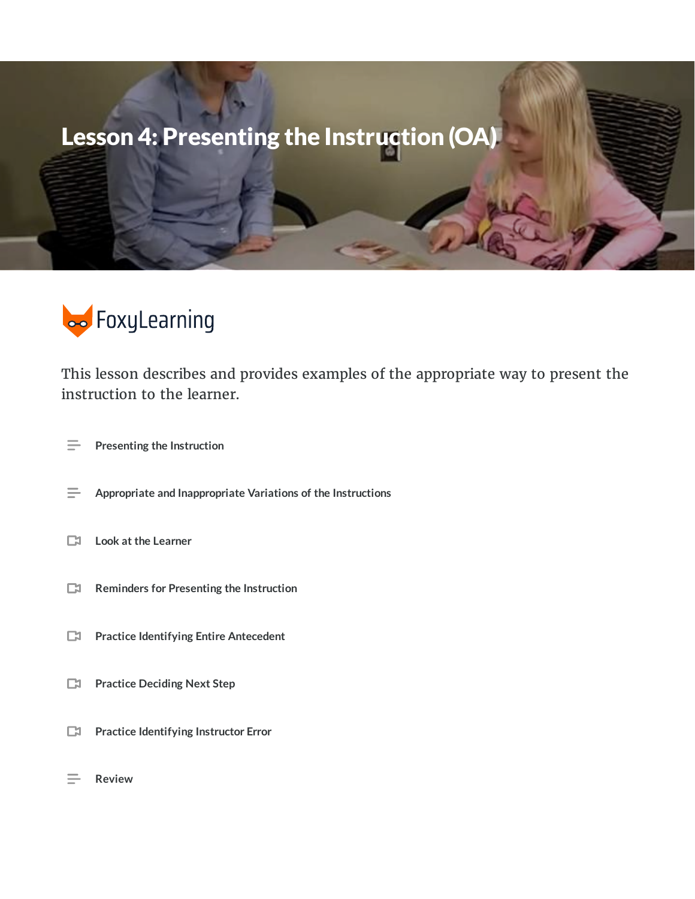# Lesson 4: Presenting the Instruction (OA)

FoxyLearning

This lesson describes and provides examples of the appropriate way to present the instruction to the learner.

- Presenting the Instruction
- Appropriate and Inappropriate Variations of the Instructions
- Look at the Learner
- Reminders for Presenting the Instruction
- Practice Identifying Entire Antecedent
- Practice Deciding Next Step
- Practice Identifying Instructor Error
- Review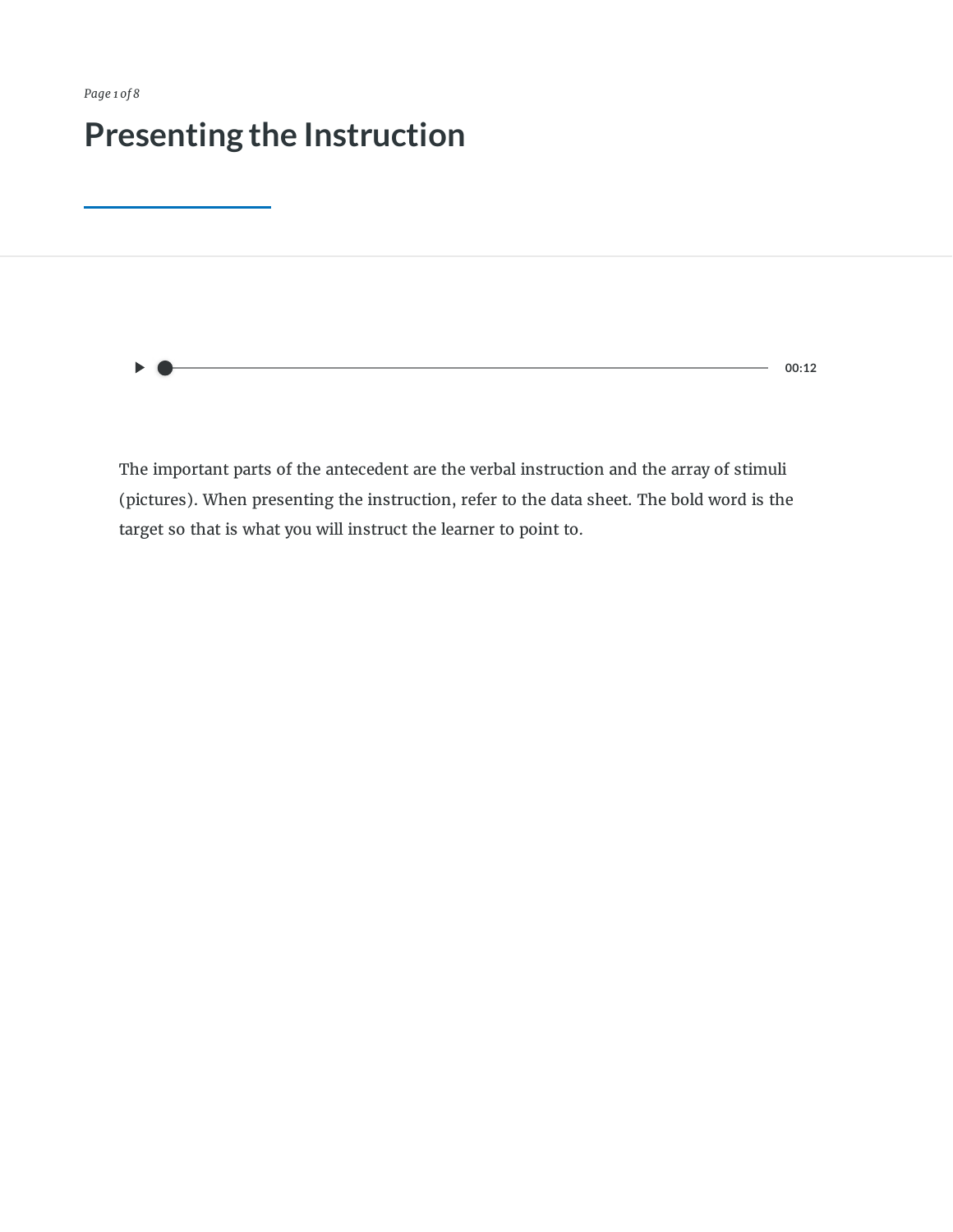# Presenting the Instruction

The important parts of the antecedent are the verbal instruction and the array of stimuli (pictures). When presenting the instruction, refer to the data sheet. The bold word is the target so that is what you will instruct the learner to point to.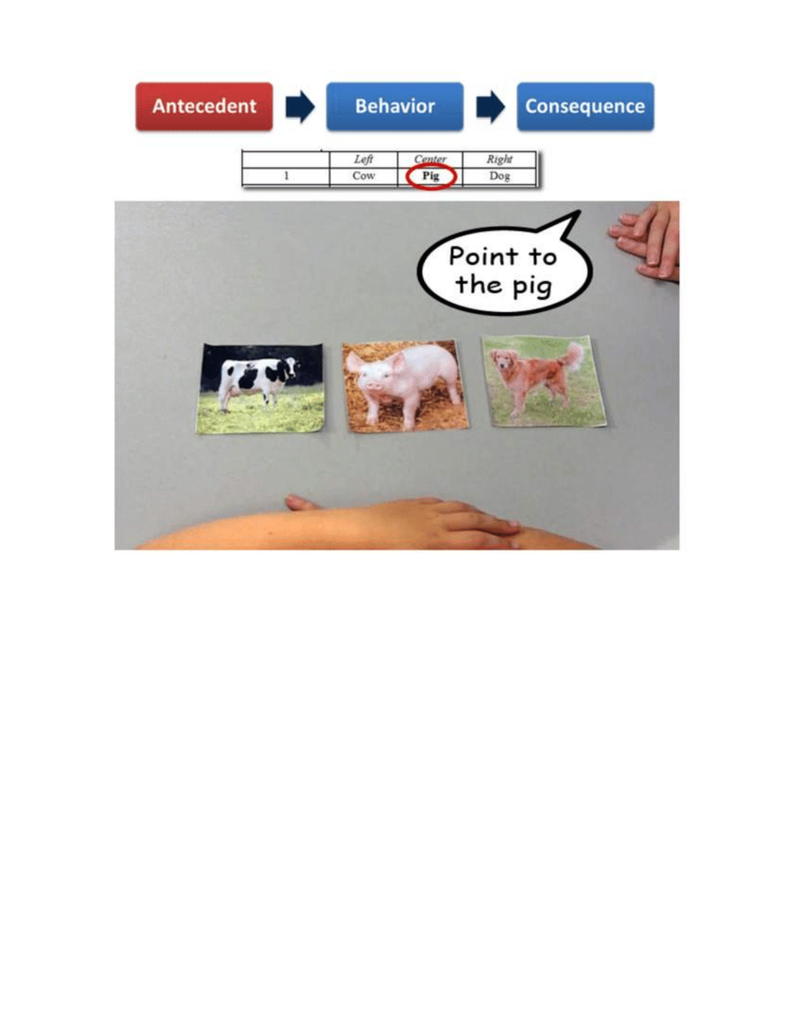Antecedent → Behavior → Consequence

| | *Left* | *Center* | *Right* |
|---|---|---|---|
| 1 | Cow | **Pig** | Dog |

Point to the pig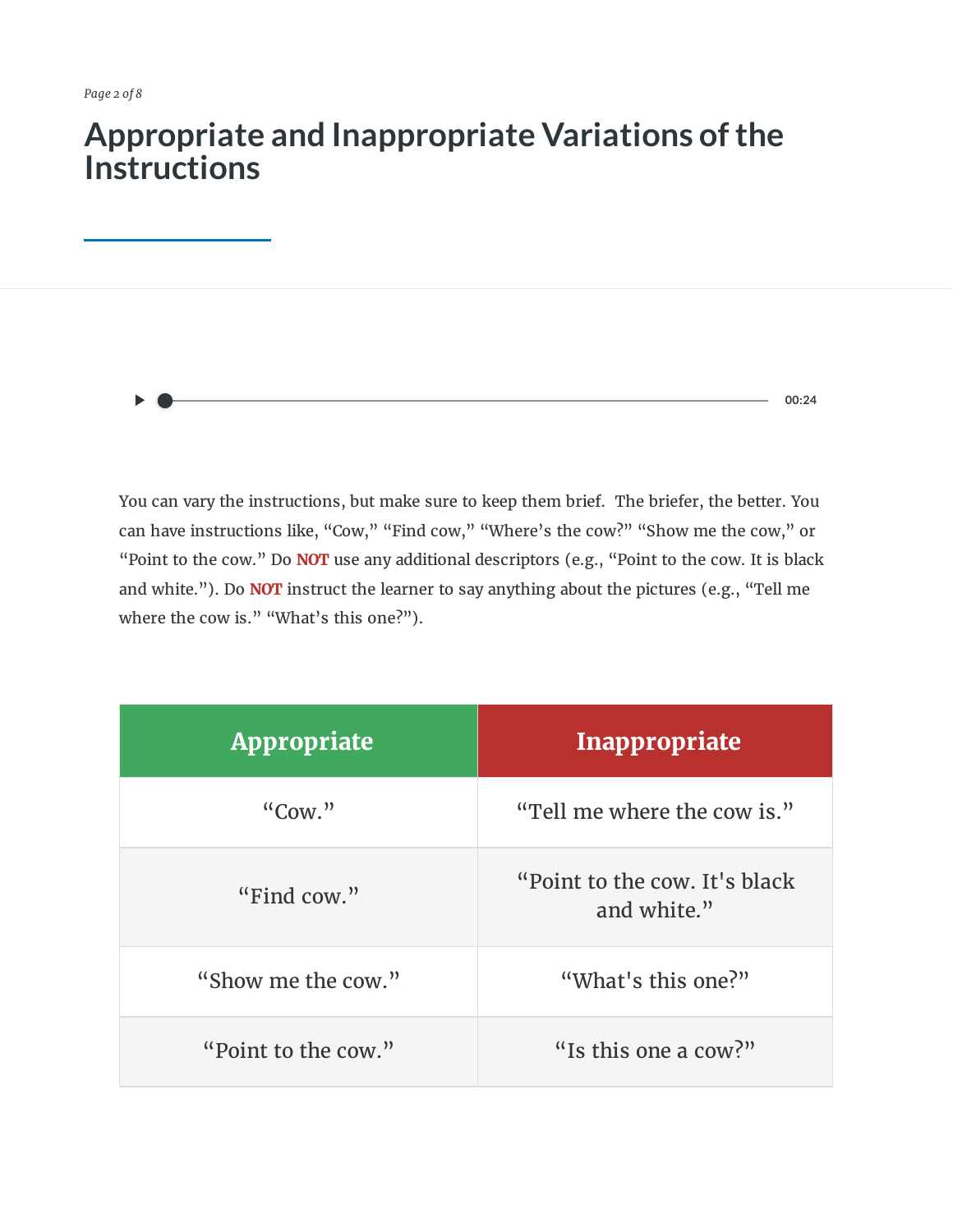# Appropriate and Inappropriate Variations of the Instructions

00:24

You can vary the instructions, but make sure to keep them brief. The briefer, the better. You can have instructions like, "Cow," "Find cow," "Where's the cow?" "Show me the cow," or "Point to the cow." Do **NOT** use any additional descriptors (e.g., "Point to the cow. It is black and white."). Do **NOT** instruct the learner to say anything about the pictures (e.g., "Tell me where the cow is." "What's this one?").

| Appropriate | Inappropriate |
| --- | --- |
| "Cow." | "Tell me where the cow is." |
| "Find cow." | "Point to the cow. It's black and white." |
| "Show me the cow." | "What's this one?" |
| "Point to the cow." | "Is this one a cow?" |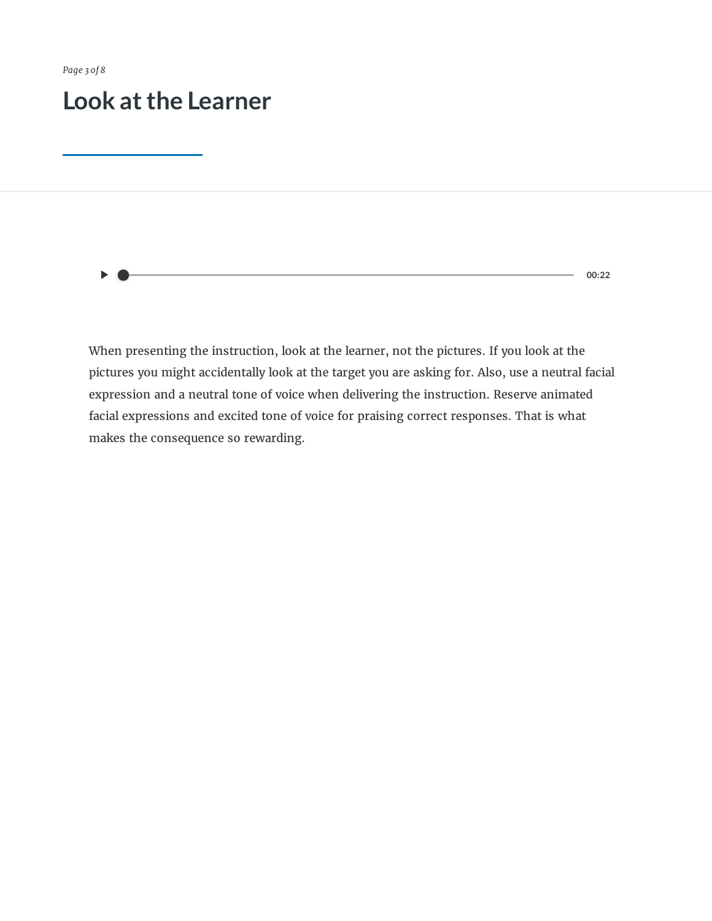# Look at the Learner

When presenting the instruction, look at the learner, not the pictures. If you look at the pictures you might accidentally look at the target you are asking for. Also, use a neutral facial expression and a neutral tone of voice when delivering the instruction. Reserve animated facial expressions and excited tone of voice for praising correct responses. That is what makes the consequence so rewarding.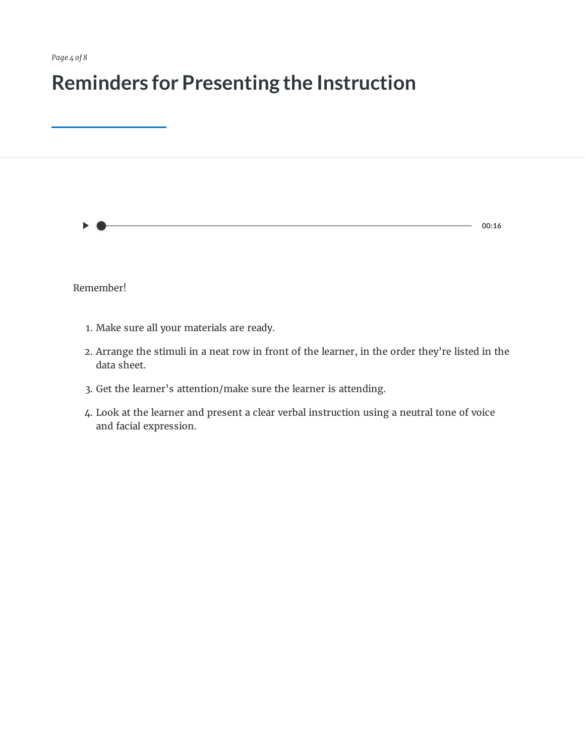# Reminders for Presenting the Instruction

Remember!

1. Make sure all your materials are ready.
2. Arrange the stimuli in a neat row in front of the learner, in the order they're listed in the data sheet.
3. Get the learner's attention/make sure the learner is attending.
4. Look at the learner and present a clear verbal instruction using a neutral tone of voice and facial expression.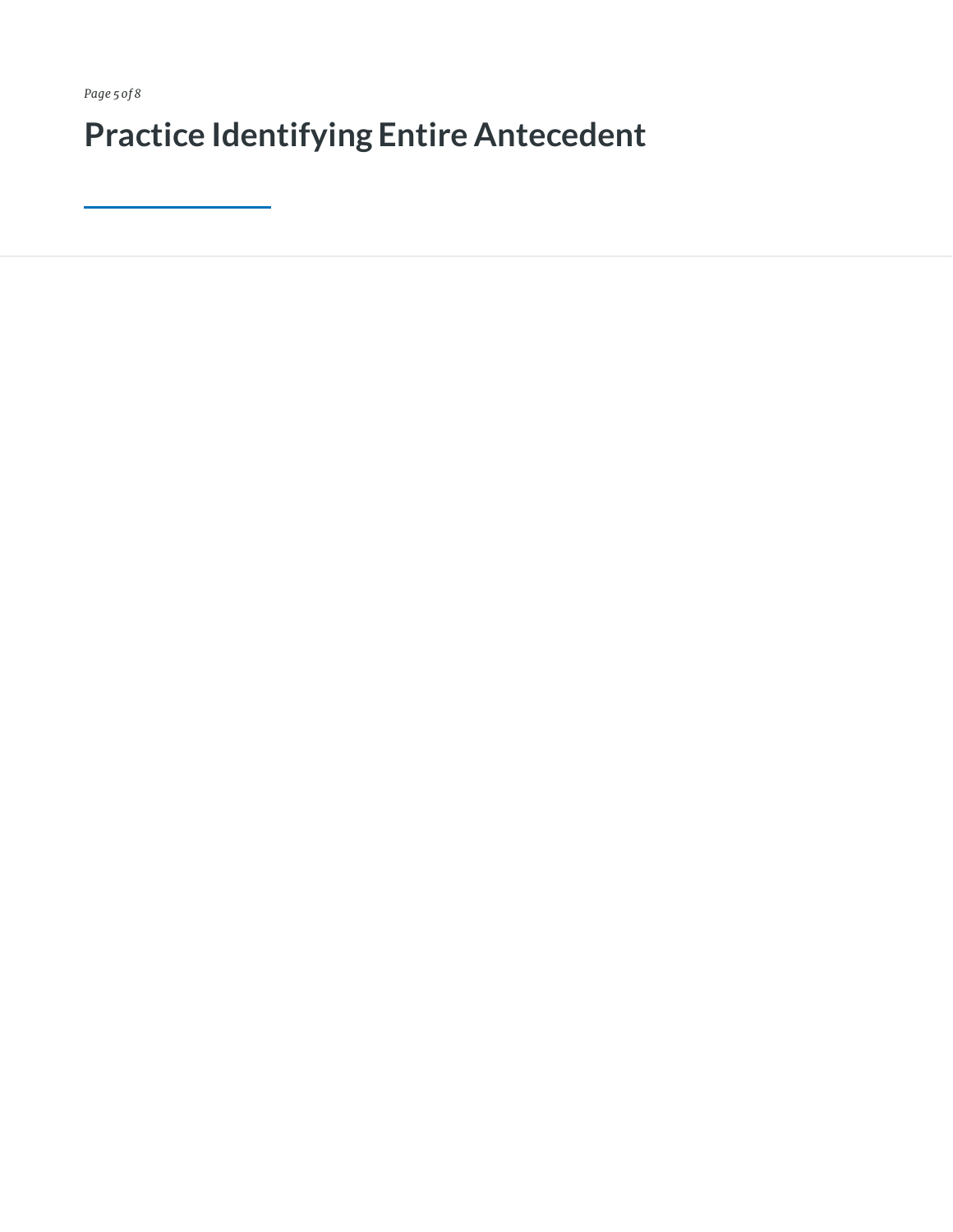# Practice Identifying Entire Antecedent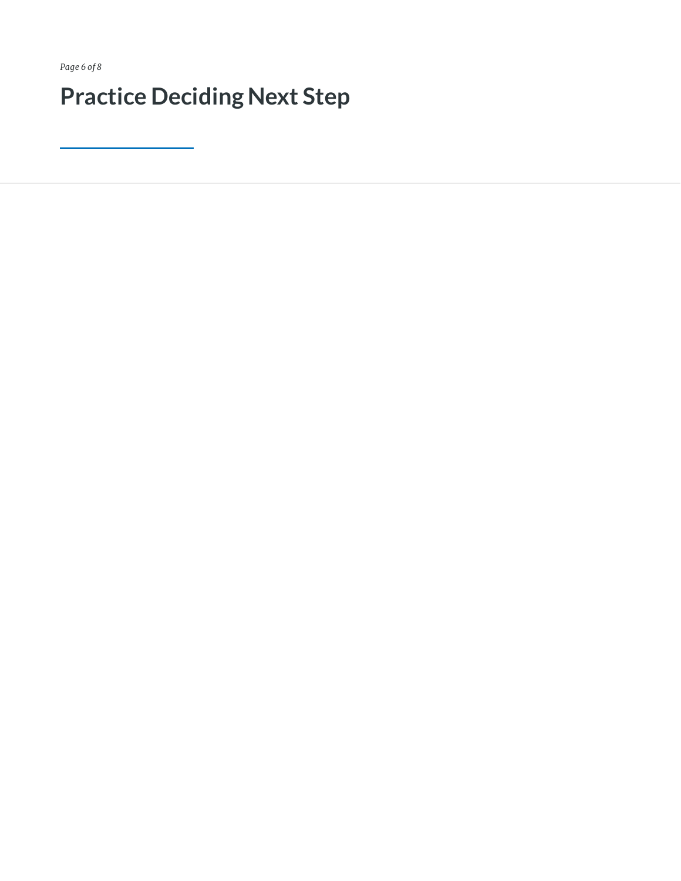# Practice Deciding Next Step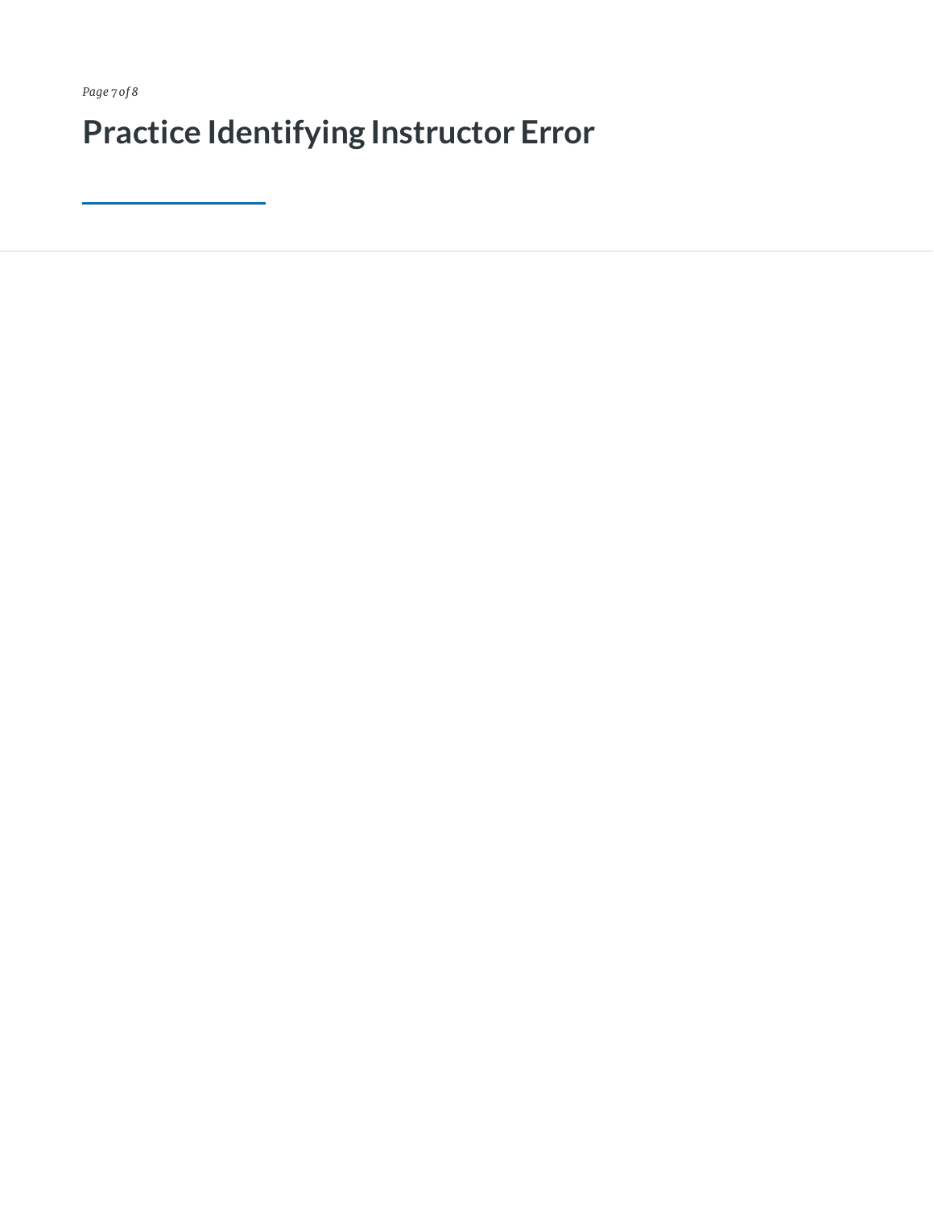# Practice Identifying Instructor Error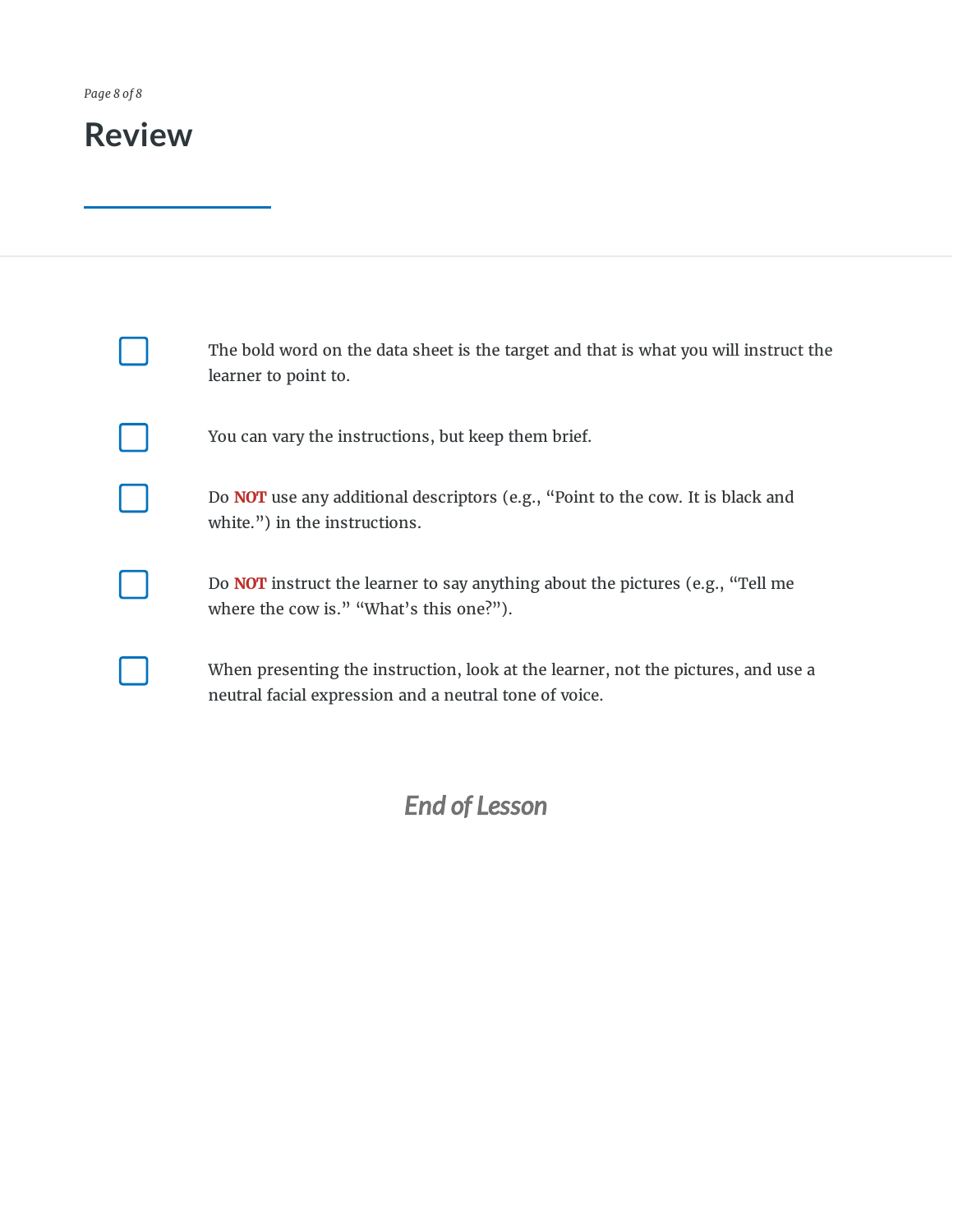# Review

- [ ] The bold word on the data sheet is the target and that is what you will instruct the learner to point to.
- [ ] You can vary the instructions, but keep them brief.
- [ ] Do **NOT** use any additional descriptors (e.g., “Point to the cow. It is black and white.”) in the instructions.
- [ ] Do **NOT** instruct the learner to say anything about the pictures (e.g., “Tell me where the cow is.” “What’s this one?”).
- [ ] When presenting the instruction, look at the learner, not the pictures, and use a neutral facial expression and a neutral tone of voice.

***End of Lesson***